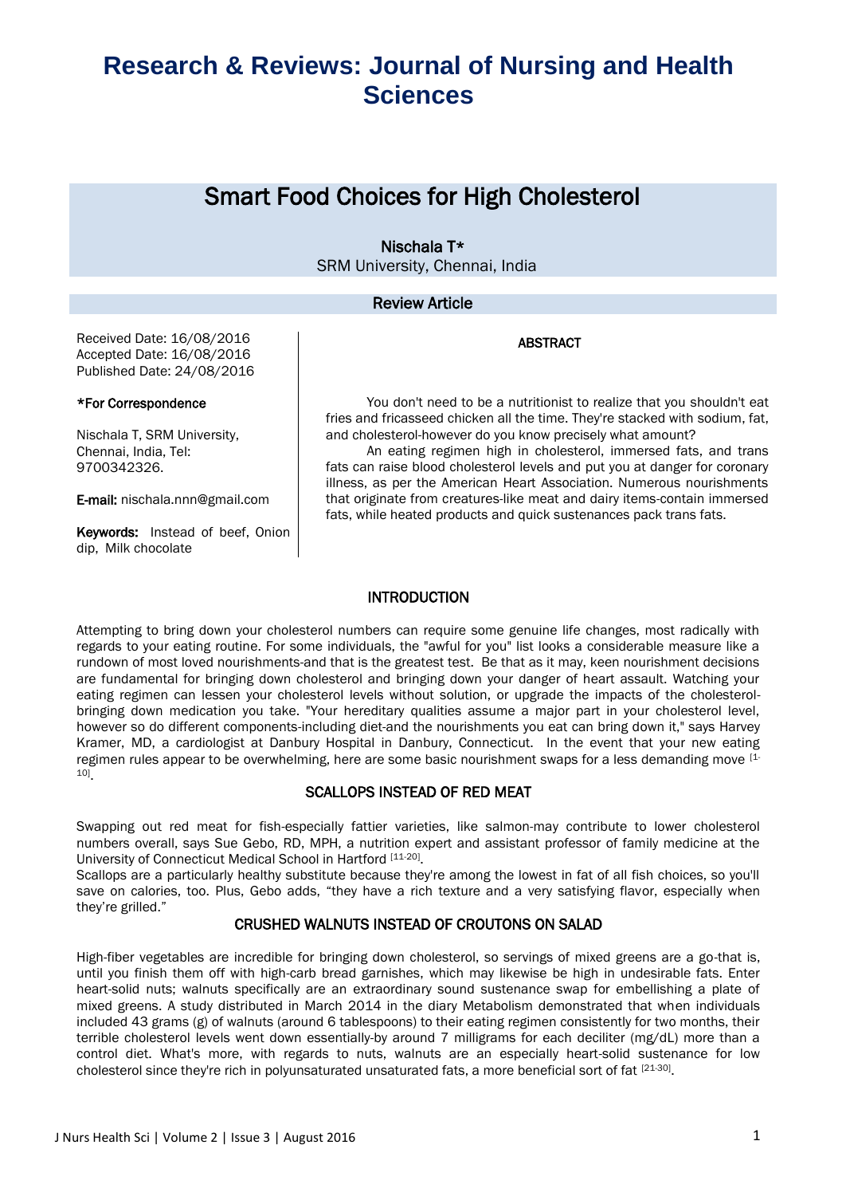# Research & Reviews: Journal of Nursing and Health Sciences

## Smart Food Choices for High Cholesterol

Nischala T*

SRM University, Chennai, India

**Review Article**

Received Date: 16/08/2016
Accepted Date: 16/08/2016
Published Date: 24/08/2016

**\*For Correspondence**

Nischala T, SRM University, Chennai, India, Tel: 9700342326.

**E-mail:** nischala.nnn@gmail.com

**Keywords:** Instead of beef, Onion dip, Milk chocolate

### ABSTRACT

You don't need to be a nutritionist to realize that you shouldn't eat fries and fricasseed chicken all the time. They're stacked with sodium, fat, and cholesterol-however do you know precisely what amount?

An eating regimen high in cholesterol, immersed fats, and trans fats can raise blood cholesterol levels and put you at danger for coronary illness, as per the American Heart Association. Numerous nourishments that originate from creatures-like meat and dairy items-contain immersed fats, while heated products and quick sustenances pack trans fats.

## INTRODUCTION

Attempting to bring down your cholesterol numbers can require some genuine life changes, most radically with regards to your eating routine. For some individuals, the "awful for you" list looks a considerable measure like a rundown of most loved nourishments-and that is the greatest test. Be that as it may, keen nourishment decisions are fundamental for bringing down cholesterol and bringing down your danger of heart assault. Watching your eating regimen can lessen your cholesterol levels without solution, or upgrade the impacts of the cholesterol-bringing down medication you take. "Your hereditary qualities assume a major part in your cholesterol level, however so do different components-including diet-and the nourishments you eat can bring down it," says Harvey Kramer, MD, a cardiologist at Danbury Hospital in Danbury, Connecticut. In the event that your new eating regimen rules appear to be overwhelming, here are some basic nourishment swaps for a less demanding move [1-10].

## SCALLOPS INSTEAD OF RED MEAT

Swapping out red meat for fish-especially fattier varieties, like salmon-may contribute to lower cholesterol numbers overall, says Sue Gebo, RD, MPH, a nutrition expert and assistant professor of family medicine at the University of Connecticut Medical School in Hartford [11-20].

Scallops are a particularly healthy substitute because they're among the lowest in fat of all fish choices, so you'll save on calories, too. Plus, Gebo adds, "they have a rich texture and a very satisfying flavor, especially when they're grilled."

## CRUSHED WALNUTS INSTEAD OF CROUTONS ON SALAD

High-fiber vegetables are incredible for bringing down cholesterol, so servings of mixed greens are a go-that is, until you finish them off with high-carb bread garnishes, which may likewise be high in undesirable fats. Enter heart-solid nuts; walnuts specifically are an extraordinary sound sustenance swap for embellishing a plate of mixed greens. A study distributed in March 2014 in the diary Metabolism demonstrated that when individuals included 43 grams (g) of walnuts (around 6 tablespoons) to their eating regimen consistently for two months, their terrible cholesterol levels went down essentially-by around 7 milligrams for each deciliter (mg/dL) more than a control diet. What's more, with regards to nuts, walnuts are an especially heart-solid sustenance for low cholesterol since they're rich in polyunsaturated unsaturated fats, a more beneficial sort of fat [21-30].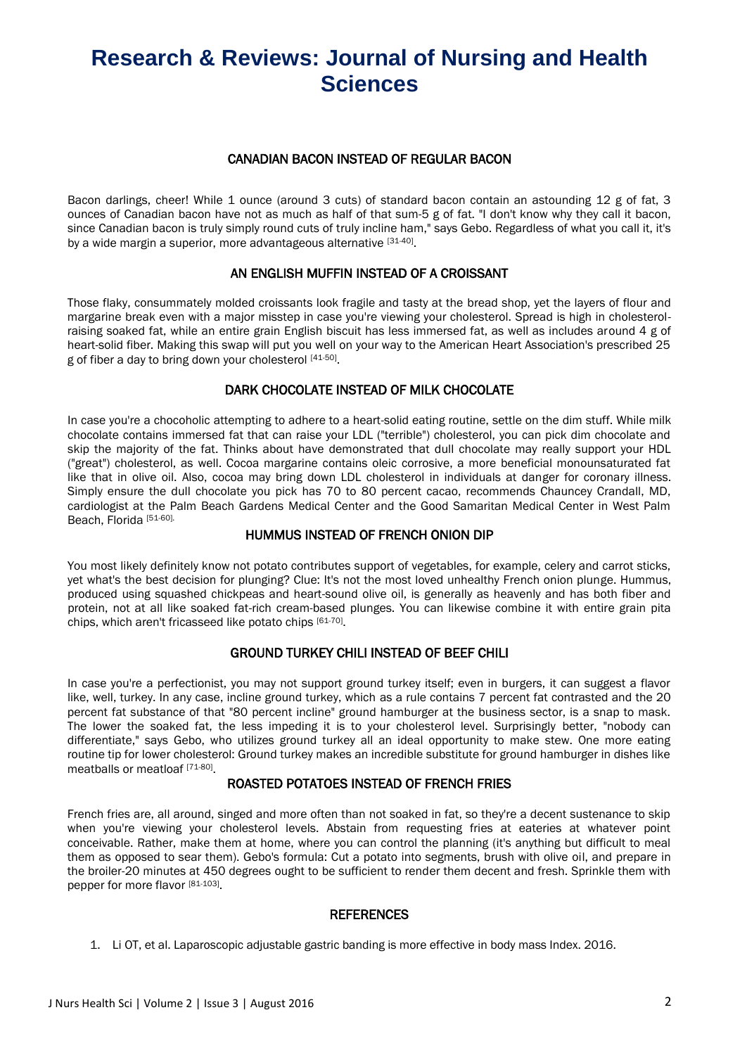## CANADIAN BACON INSTEAD OF REGULAR BACON

Bacon darlings, cheer! While 1 ounce (around 3 cuts) of standard bacon contain an astounding 12 g of fat, 3 ounces of Canadian bacon have not as much as half of that sum-5 g of fat. "I don't know why they call it bacon, since Canadian bacon is truly simply round cuts of truly incline ham," says Gebo. Regardless of what you call it, it's by a wide margin a superior, more advantageous alternative [31-40].

## AN ENGLISH MUFFIN INSTEAD OF A CROISSANT

Those flaky, consummately molded croissants look fragile and tasty at the bread shop, yet the layers of flour and margarine break even with a major misstep in case you're viewing your cholesterol. Spread is high in cholesterol-raising soaked fat, while an entire grain English biscuit has less immersed fat, as well as includes around 4 g of heart-solid fiber. Making this swap will put you well on your way to the American Heart Association's prescribed 25 g of fiber a day to bring down your cholesterol [41-50].

## DARK CHOCOLATE INSTEAD OF MILK CHOCOLATE

In case you're a chocoholic attempting to adhere to a heart-solid eating routine, settle on the dim stuff. While milk chocolate contains immersed fat that can raise your LDL ("terrible") cholesterol, you can pick dim chocolate and skip the majority of the fat. Thinks about have demonstrated that dull chocolate may really support your HDL ("great") cholesterol, as well. Cocoa margarine contains oleic corrosive, a more beneficial monounsaturated fat like that in olive oil. Also, cocoa may bring down LDL cholesterol in individuals at danger for coronary illness. Simply ensure the dull chocolate you pick has 70 to 80 percent cacao, recommends Chauncey Crandall, MD, cardiologist at the Palm Beach Gardens Medical Center and the Good Samaritan Medical Center in West Palm Beach, Florida [51-60].

## HUMMUS INSTEAD OF FRENCH ONION DIP

You most likely definitely know not potato contributes support of vegetables, for example, celery and carrot sticks, yet what's the best decision for plunging? Clue: It's not the most loved unhealthy French onion plunge. Hummus, produced using squashed chickpeas and heart-sound olive oil, is generally as heavenly and has both fiber and protein, not at all like soaked fat-rich cream-based plunges. You can likewise combine it with entire grain pita chips, which aren't fricasseed like potato chips [61-70].

## GROUND TURKEY CHILI INSTEAD OF BEEF CHILI

In case you're a perfectionist, you may not support ground turkey itself; even in burgers, it can suggest a flavor like, well, turkey. In any case, incline ground turkey, which as a rule contains 7 percent fat contrasted and the 20 percent fat substance of that "80 percent incline" ground hamburger at the business sector, is a snap to mask. The lower the soaked fat, the less impeding it is to your cholesterol level. Surprisingly better, "nobody can differentiate," says Gebo, who utilizes ground turkey all an ideal opportunity to make stew. One more eating routine tip for lower cholesterol: Ground turkey makes an incredible substitute for ground hamburger in dishes like meatballs or meatloaf [71-80].

## ROASTED POTATOES INSTEAD OF FRENCH FRIES

French fries are, all around, singed and more often than not soaked in fat, so they're a decent sustenance to skip when you're viewing your cholesterol levels. Abstain from requesting fries at eateries at whatever point conceivable. Rather, make them at home, where you can control the planning (it's anything but difficult to meal them as opposed to sear them). Gebo's formula: Cut a potato into segments, brush with olive oil, and prepare in the broiler-20 minutes at 450 degrees ought to be sufficient to render them decent and fresh. Sprinkle them with pepper for more flavor [81-103].

## REFERENCES

1. Li OT, et al. Laparoscopic adjustable gastric banding is more effective in body mass Index. 2016.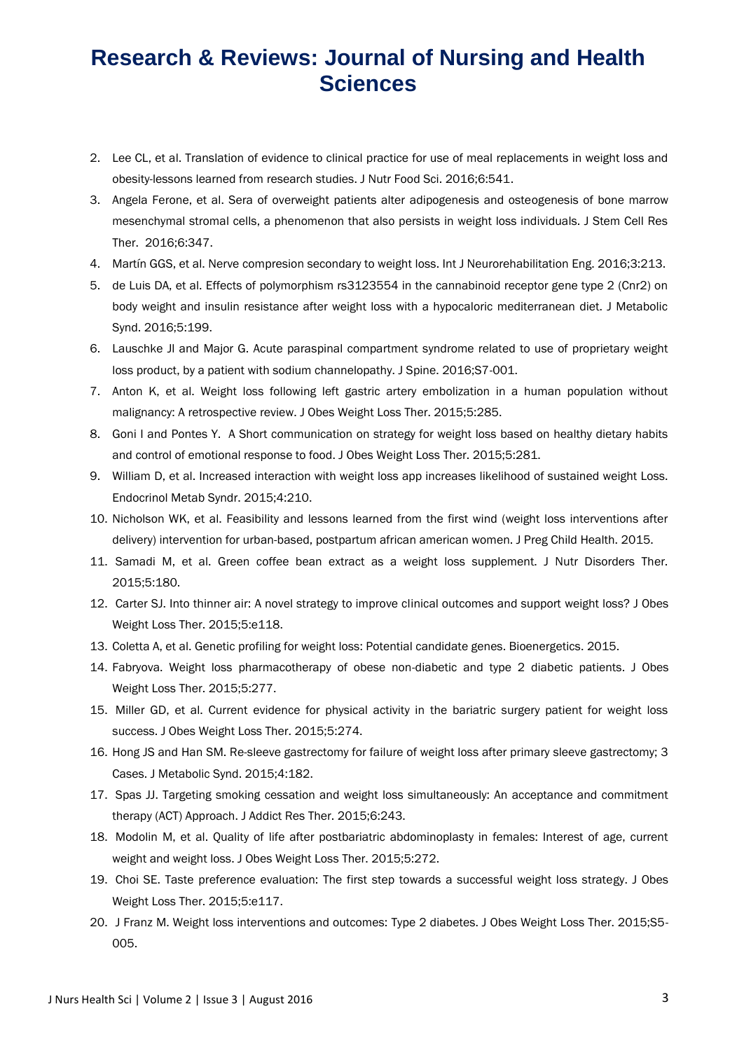2. Lee CL, et al. Translation of evidence to clinical practice for use of meal replacements in weight loss and obesity-lessons learned from research studies. J Nutr Food Sci. 2016;6:541.
3. Angela Ferone, et al. Sera of overweight patients alter adipogenesis and osteogenesis of bone marrow mesenchymal stromal cells, a phenomenon that also persists in weight loss individuals. J Stem Cell Res Ther. 2016;6:347.
4. Martín GGS, et al. Nerve compresion secondary to weight loss. Int J Neurorehabilitation Eng. 2016;3:213.
5. de Luis DA, et al. Effects of polymorphism rs3123554 in the cannabinoid receptor gene type 2 (Cnr2) on body weight and insulin resistance after weight loss with a hypocaloric mediterranean diet. J Metabolic Synd. 2016;5:199.
6. Lauschke JI and Major G. Acute paraspinal compartment syndrome related to use of proprietary weight loss product, by a patient with sodium channelopathy. J Spine. 2016;S7-001.
7. Anton K, et al. Weight loss following left gastric artery embolization in a human population without malignancy: A retrospective review. J Obes Weight Loss Ther. 2015;5:285.
8. Goni I and Pontes Y. A Short communication on strategy for weight loss based on healthy dietary habits and control of emotional response to food. J Obes Weight Loss Ther. 2015;5:281.
9. William D, et al. Increased interaction with weight loss app increases likelihood of sustained weight Loss. Endocrinol Metab Syndr. 2015;4:210.
10. Nicholson WK, et al. Feasibility and lessons learned from the first wind (weight loss interventions after delivery) intervention for urban-based, postpartum african american women. J Preg Child Health. 2015.
11. Samadi M, et al. Green coffee bean extract as a weight loss supplement. J Nutr Disorders Ther. 2015;5:180.
12. Carter SJ. Into thinner air: A novel strategy to improve clinical outcomes and support weight loss? J Obes Weight Loss Ther. 2015;5:e118.
13. Coletta A, et al. Genetic profiling for weight loss: Potential candidate genes. Bioenergetics. 2015.
14. Fabryova. Weight loss pharmacotherapy of obese non-diabetic and type 2 diabetic patients. J Obes Weight Loss Ther. 2015;5:277.
15. Miller GD, et al. Current evidence for physical activity in the bariatric surgery patient for weight loss success. J Obes Weight Loss Ther. 2015;5:274.
16. Hong JS and Han SM. Re-sleeve gastrectomy for failure of weight loss after primary sleeve gastrectomy; 3 Cases. J Metabolic Synd. 2015;4:182.
17. Spas JJ. Targeting smoking cessation and weight loss simultaneously: An acceptance and commitment therapy (ACT) Approach. J Addict Res Ther. 2015;6:243.
18. Modolin M, et al. Quality of life after postbariatric abdominoplasty in females: Interest of age, current weight and weight loss. J Obes Weight Loss Ther. 2015;5:272.
19. Choi SE. Taste preference evaluation: The first step towards a successful weight loss strategy. J Obes Weight Loss Ther. 2015;5:e117.
20. J Franz M. Weight loss interventions and outcomes: Type 2 diabetes. J Obes Weight Loss Ther. 2015;S5-005.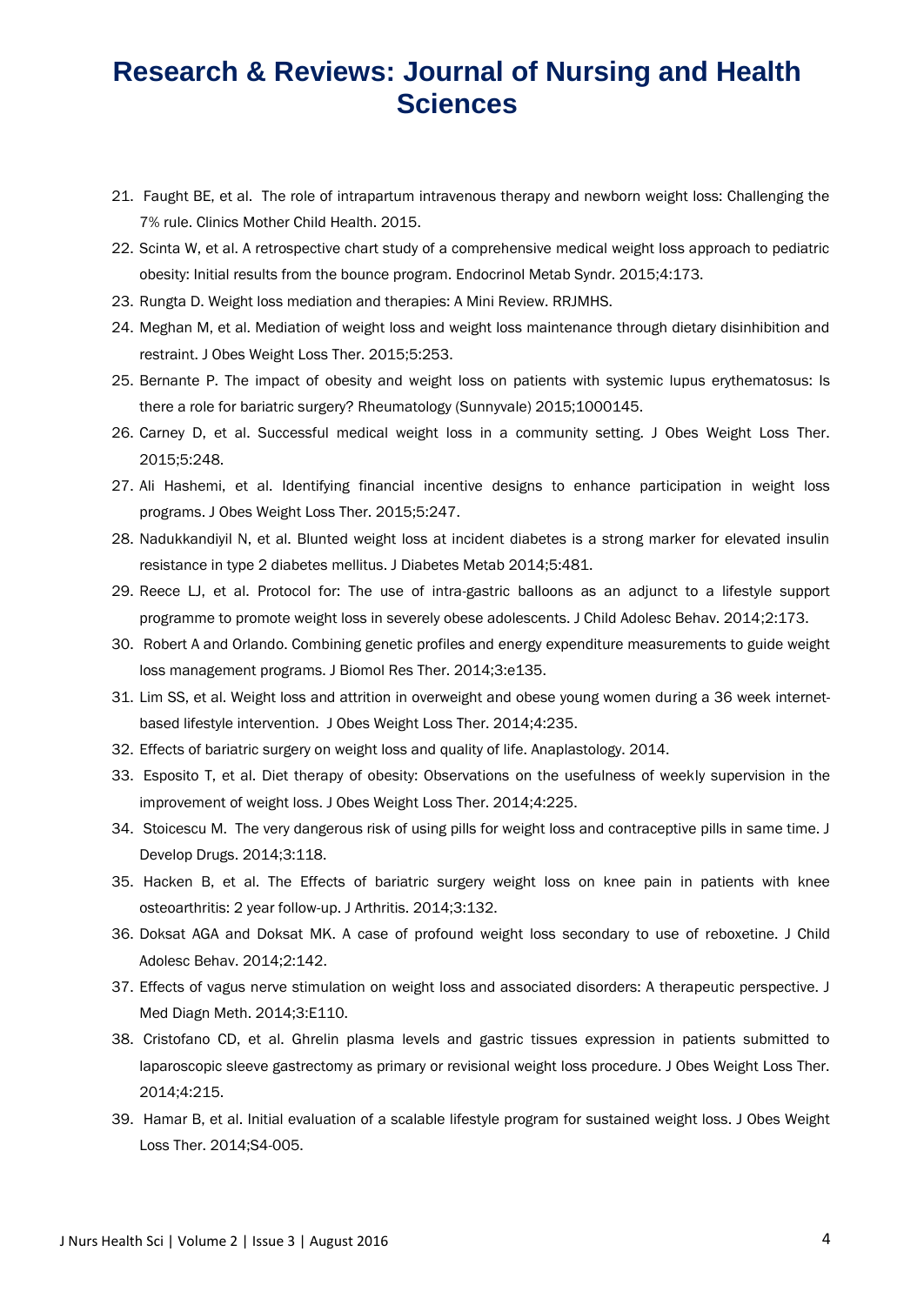21. Faught BE, et al. The role of intrapartum intravenous therapy and newborn weight loss: Challenging the 7% rule. Clinics Mother Child Health. 2015.
22. Scinta W, et al. A retrospective chart study of a comprehensive medical weight loss approach to pediatric obesity: Initial results from the bounce program. Endocrinol Metab Syndr. 2015;4:173.
23. Rungta D. Weight loss mediation and therapies: A Mini Review. RRJMHS.
24. Meghan M, et al. Mediation of weight loss and weight loss maintenance through dietary disinhibition and restraint. J Obes Weight Loss Ther. 2015;5:253.
25. Bernante P. The impact of obesity and weight loss on patients with systemic lupus erythematosus: Is there a role for bariatric surgery? Rheumatology (Sunnyvale) 2015;1000145.
26. Carney D, et al. Successful medical weight loss in a community setting. J Obes Weight Loss Ther. 2015;5:248.
27. Ali Hashemi, et al. Identifying financial incentive designs to enhance participation in weight loss programs. J Obes Weight Loss Ther. 2015;5:247.
28. Nadukkandiyil N, et al. Blunted weight loss at incident diabetes is a strong marker for elevated insulin resistance in type 2 diabetes mellitus. J Diabetes Metab 2014;5:481.
29. Reece LJ, et al. Protocol for: The use of intra-gastric balloons as an adjunct to a lifestyle support programme to promote weight loss in severely obese adolescents. J Child Adolesc Behav. 2014;2:173.
30. Robert A and Orlando. Combining genetic profiles and energy expenditure measurements to guide weight loss management programs. J Biomol Res Ther. 2014;3:e135.
31. Lim SS, et al. Weight loss and attrition in overweight and obese young women during a 36 week internet-based lifestyle intervention. J Obes Weight Loss Ther. 2014;4:235.
32. Effects of bariatric surgery on weight loss and quality of life. Anaplastology. 2014.
33. Esposito T, et al. Diet therapy of obesity: Observations on the usefulness of weekly supervision in the improvement of weight loss. J Obes Weight Loss Ther. 2014;4:225.
34. Stoicescu M. The very dangerous risk of using pills for weight loss and contraceptive pills in same time. J Develop Drugs. 2014;3:118.
35. Hacken B, et al. The Effects of bariatric surgery weight loss on knee pain in patients with knee osteoarthritis: 2 year follow-up. J Arthritis. 2014;3:132.
36. Doksat AGA and Doksat MK. A case of profound weight loss secondary to use of reboxetine. J Child Adolesc Behav. 2014;2:142.
37. Effects of vagus nerve stimulation on weight loss and associated disorders: A therapeutic perspective. J Med Diagn Meth. 2014;3:E110.
38. Cristofano CD, et al. Ghrelin plasma levels and gastric tissues expression in patients submitted to laparoscopic sleeve gastrectomy as primary or revisional weight loss procedure. J Obes Weight Loss Ther. 2014;4:215.
39. Hamar B, et al. Initial evaluation of a scalable lifestyle program for sustained weight loss. J Obes Weight Loss Ther. 2014;S4-005.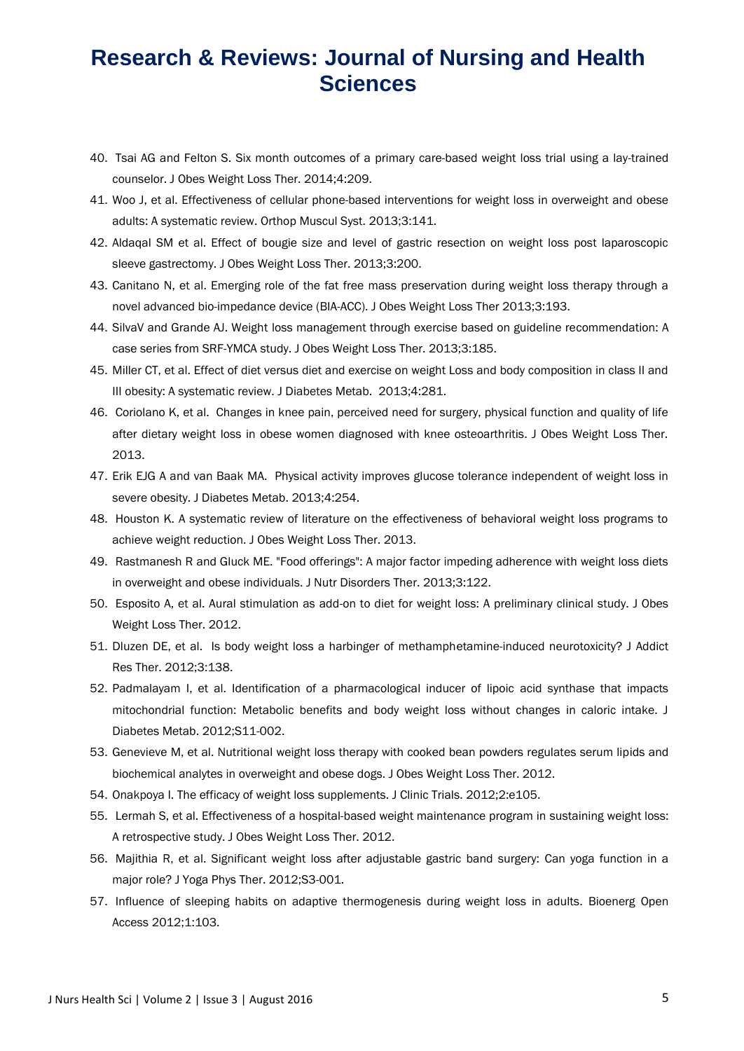40. Tsai AG and Felton S. Six month outcomes of a primary care-based weight loss trial using a lay-trained counselor. J Obes Weight Loss Ther. 2014;4:209.
41. Woo J, et al. Effectiveness of cellular phone-based interventions for weight loss in overweight and obese adults: A systematic review. Orthop Muscul Syst. 2013;3:141.
42. Aldaqal SM et al. Effect of bougie size and level of gastric resection on weight loss post laparoscopic sleeve gastrectomy. J Obes Weight Loss Ther. 2013;3:200.
43. Canitano N, et al. Emerging role of the fat free mass preservation during weight loss therapy through a novel advanced bio-impedance device (BIA-ACC). J Obes Weight Loss Ther 2013;3:193.
44. SilvaV and Grande AJ. Weight loss management through exercise based on guideline recommendation: A case series from SRF-YMCA study. J Obes Weight Loss Ther. 2013;3:185.
45. Miller CT, et al. Effect of diet versus diet and exercise on weight Loss and body composition in class II and III obesity: A systematic review. J Diabetes Metab. 2013;4:281.
46. Coriolano K, et al. Changes in knee pain, perceived need for surgery, physical function and quality of life after dietary weight loss in obese women diagnosed with knee osteoarthritis. J Obes Weight Loss Ther. 2013.
47. Erik EJG A and van Baak MA. Physical activity improves glucose tolerance independent of weight loss in severe obesity. J Diabetes Metab. 2013;4:254.
48. Houston K. A systematic review of literature on the effectiveness of behavioral weight loss programs to achieve weight reduction. J Obes Weight Loss Ther. 2013.
49. Rastmanesh R and Gluck ME. "Food offerings": A major factor impeding adherence with weight loss diets in overweight and obese individuals. J Nutr Disorders Ther. 2013;3:122.
50. Esposito A, et al. Aural stimulation as add-on to diet for weight loss: A preliminary clinical study. J Obes Weight Loss Ther. 2012.
51. Dluzen DE, et al. Is body weight loss a harbinger of methamphetamine-induced neurotoxicity? J Addict Res Ther. 2012;3:138.
52. Padmalayam I, et al. Identification of a pharmacological inducer of lipoic acid synthase that impacts mitochondrial function: Metabolic benefits and body weight loss without changes in caloric intake. J Diabetes Metab. 2012;S11-002.
53. Genevieve M, et al. Nutritional weight loss therapy with cooked bean powders regulates serum lipids and biochemical analytes in overweight and obese dogs. J Obes Weight Loss Ther. 2012.
54. Onakpoya I. The efficacy of weight loss supplements. J Clinic Trials. 2012;2:e105.
55. Lermah S, et al. Effectiveness of a hospital-based weight maintenance program in sustaining weight loss: A retrospective study. J Obes Weight Loss Ther. 2012.
56. Majithia R, et al. Significant weight loss after adjustable gastric band surgery: Can yoga function in a major role? J Yoga Phys Ther. 2012;S3-001.
57. Influence of sleeping habits on adaptive thermogenesis during weight loss in adults. Bioenerg Open Access 2012;1:103.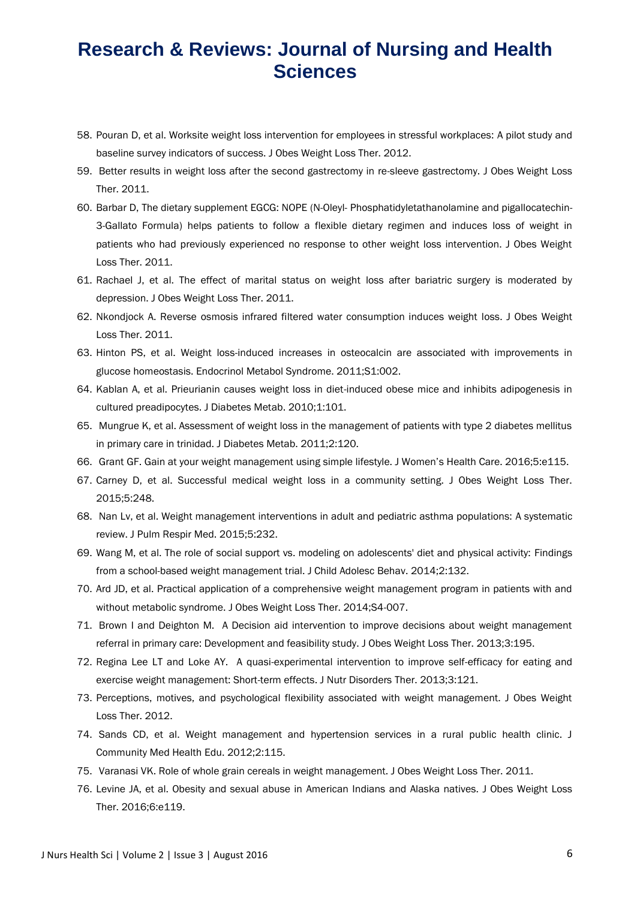58. Pouran D, et al. Worksite weight loss intervention for employees in stressful workplaces: A pilot study and baseline survey indicators of success. J Obes Weight Loss Ther. 2012.
59. Better results in weight loss after the second gastrectomy in re-sleeve gastrectomy. J Obes Weight Loss Ther. 2011.
60. Barbar D, The dietary supplement EGCG: NOPE (N-Oleyl- Phosphatidyletathanolamine and pigallocatechin-3-Gallato Formula) helps patients to follow a flexible dietary regimen and induces loss of weight in patients who had previously experienced no response to other weight loss intervention. J Obes Weight Loss Ther. 2011.
61. Rachael J, et al. The effect of marital status on weight loss after bariatric surgery is moderated by depression. J Obes Weight Loss Ther. 2011.
62. Nkondjock A. Reverse osmosis infrared filtered water consumption induces weight loss. J Obes Weight Loss Ther. 2011.
63. Hinton PS, et al. Weight loss-induced increases in osteocalcin are associated with improvements in glucose homeostasis. Endocrinol Metabol Syndrome. 2011;S1:002.
64. Kablan A, et al. Prieurianin causes weight loss in diet-induced obese mice and inhibits adipogenesis in cultured preadipocytes. J Diabetes Metab. 2010;1:101.
65. Mungrue K, et al. Assessment of weight loss in the management of patients with type 2 diabetes mellitus in primary care in trinidad. J Diabetes Metab. 2011;2:120.
66. Grant GF. Gain at your weight management using simple lifestyle. J Women's Health Care. 2016;5:e115.
67. Carney D, et al. Successful medical weight loss in a community setting. J Obes Weight Loss Ther. 2015;5:248.
68. Nan Lv, et al. Weight management interventions in adult and pediatric asthma populations: A systematic review. J Pulm Respir Med. 2015;5:232.
69. Wang M, et al. The role of social support vs. modeling on adolescents' diet and physical activity: Findings from a school-based weight management trial. J Child Adolesc Behav. 2014;2:132.
70. Ard JD, et al. Practical application of a comprehensive weight management program in patients with and without metabolic syndrome. J Obes Weight Loss Ther. 2014;S4-007.
71. Brown I and Deighton M. A Decision aid intervention to improve decisions about weight management referral in primary care: Development and feasibility study. J Obes Weight Loss Ther. 2013;3:195.
72. Regina Lee LT and Loke AY. A quasi-experimental intervention to improve self-efficacy for eating and exercise weight management: Short-term effects. J Nutr Disorders Ther. 2013;3:121.
73. Perceptions, motives, and psychological flexibility associated with weight management. J Obes Weight Loss Ther. 2012.
74. Sands CD, et al. Weight management and hypertension services in a rural public health clinic. J Community Med Health Edu. 2012;2:115.
75. Varanasi VK. Role of whole grain cereals in weight management. J Obes Weight Loss Ther. 2011.
76. Levine JA, et al. Obesity and sexual abuse in American Indians and Alaska natives. J Obes Weight Loss Ther. 2016;6:e119.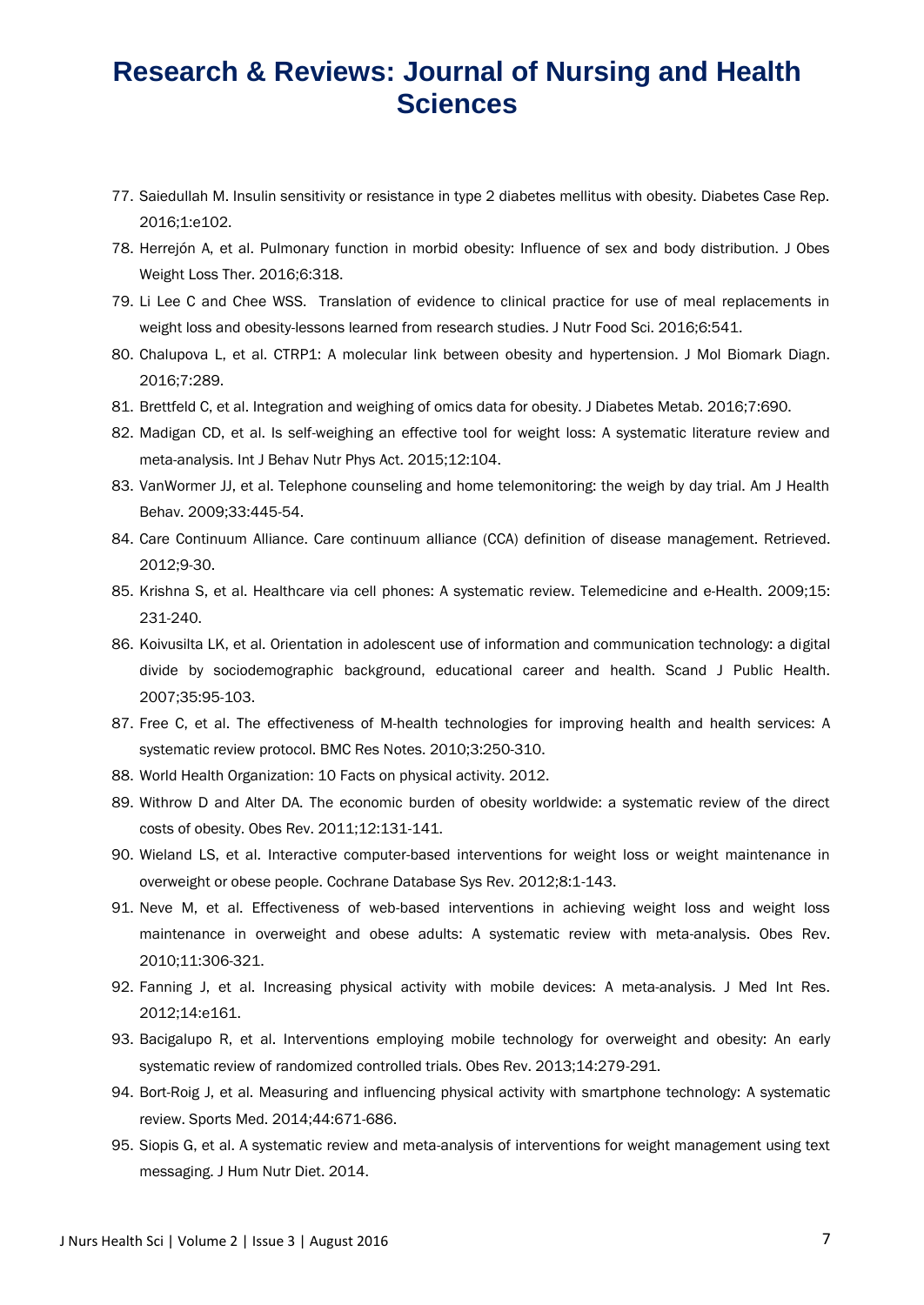77. Saiedullah M. Insulin sensitivity or resistance in type 2 diabetes mellitus with obesity. Diabetes Case Rep. 2016;1:e102.
78. Herrejón A, et al. Pulmonary function in morbid obesity: Influence of sex and body distribution. J Obes Weight Loss Ther. 2016;6:318.
79. Li Lee C and Chee WSS. Translation of evidence to clinical practice for use of meal replacements in weight loss and obesity-lessons learned from research studies. J Nutr Food Sci. 2016;6:541.
80. Chalupova L, et al. CTRP1: A molecular link between obesity and hypertension. J Mol Biomark Diagn. 2016;7:289.
81. Brettfeld C, et al. Integration and weighing of omics data for obesity. J Diabetes Metab. 2016;7:690.
82. Madigan CD, et al. Is self-weighing an effective tool for weight loss: A systematic literature review and meta-analysis. Int J Behav Nutr Phys Act. 2015;12:104.
83. VanWormer JJ, et al. Telephone counseling and home telemonitoring: the weigh by day trial. Am J Health Behav. 2009;33:445-54.
84. Care Continuum Alliance. Care continuum alliance (CCA) definition of disease management. Retrieved. 2012;9-30.
85. Krishna S, et al. Healthcare via cell phones: A systematic review. Telemedicine and e-Health. 2009;15: 231-240.
86. Koivusilta LK, et al. Orientation in adolescent use of information and communication technology: a digital divide by sociodemographic background, educational career and health. Scand J Public Health. 2007;35:95-103.
87. Free C, et al. The effectiveness of M-health technologies for improving health and health services: A systematic review protocol. BMC Res Notes. 2010;3:250-310.
88. World Health Organization: 10 Facts on physical activity. 2012.
89. Withrow D and Alter DA. The economic burden of obesity worldwide: a systematic review of the direct costs of obesity. Obes Rev. 2011;12:131-141.
90. Wieland LS, et al. Interactive computer-based interventions for weight loss or weight maintenance in overweight or obese people. Cochrane Database Sys Rev. 2012;8:1-143.
91. Neve M, et al. Effectiveness of web-based interventions in achieving weight loss and weight loss maintenance in overweight and obese adults: A systematic review with meta-analysis. Obes Rev. 2010;11:306-321.
92. Fanning J, et al. Increasing physical activity with mobile devices: A meta-analysis. J Med Int Res. 2012;14:e161.
93. Bacigalupo R, et al. Interventions employing mobile technology for overweight and obesity: An early systematic review of randomized controlled trials. Obes Rev. 2013;14:279-291.
94. Bort-Roig J, et al. Measuring and influencing physical activity with smartphone technology: A systematic review. Sports Med. 2014;44:671-686.
95. Siopis G, et al. A systematic review and meta-analysis of interventions for weight management using text messaging. J Hum Nutr Diet. 2014.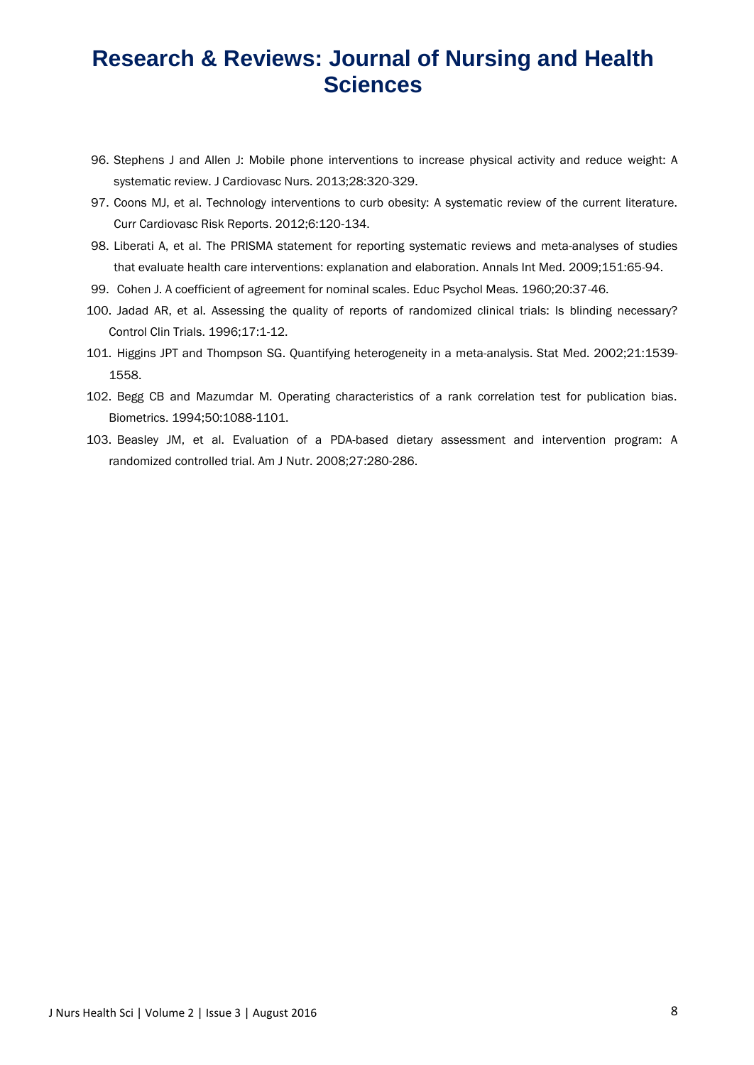96. Stephens J and Allen J: Mobile phone interventions to increase physical activity and reduce weight: A systematic review. J Cardiovasc Nurs. 2013;28:320-329.
97. Coons MJ, et al. Technology interventions to curb obesity: A systematic review of the current literature. Curr Cardiovasc Risk Reports. 2012;6:120-134.
98. Liberati A, et al. The PRISMA statement for reporting systematic reviews and meta-analyses of studies that evaluate health care interventions: explanation and elaboration. Annals Int Med. 2009;151:65-94.
99. Cohen J. A coefficient of agreement for nominal scales. Educ Psychol Meas. 1960;20:37-46.
100. Jadad AR, et al. Assessing the quality of reports of randomized clinical trials: Is blinding necessary? Control Clin Trials. 1996;17:1-12.
101. Higgins JPT and Thompson SG. Quantifying heterogeneity in a meta-analysis. Stat Med. 2002;21:1539-1558.
102. Begg CB and Mazumdar M. Operating characteristics of a rank correlation test for publication bias. Biometrics. 1994;50:1088-1101.
103. Beasley JM, et al. Evaluation of a PDA-based dietary assessment and intervention program: A randomized controlled trial. Am J Nutr. 2008;27:280-286.